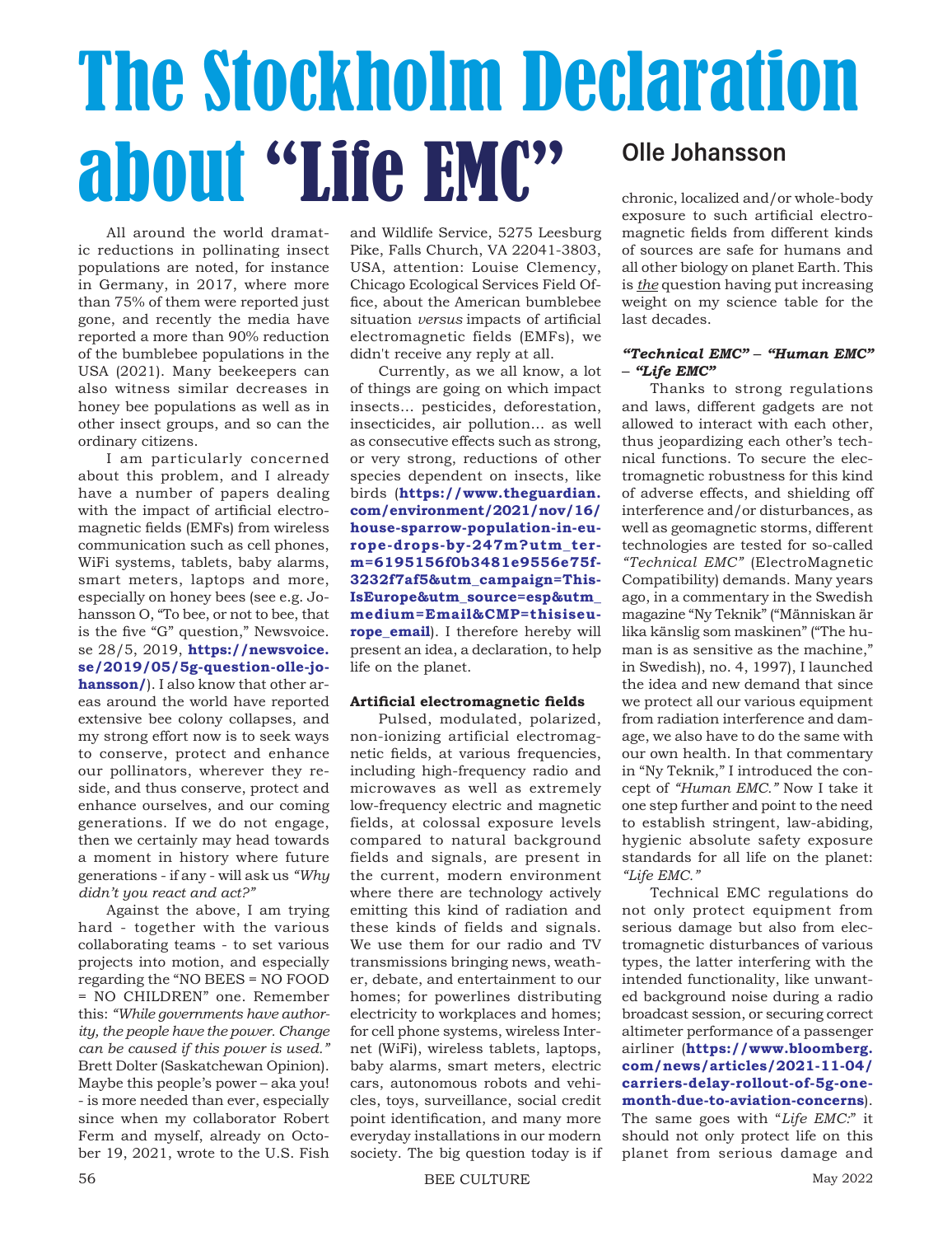# The Stockholm Declaration about "Life EMC"

## Olle Johansson

All around the world dramatic reductions in pollinating insect populations are noted, for instance in Germany, in 2017, where more than 75% of them were reported just gone, and recently the media have reported a more than 90% reduction of the bumblebee populations in the USA (2021). Many beekeepers can also witness similar decreases in honey bee populations as well as in other insect groups, and so can the ordinary citizens.

I am particularly concerned about this problem, and I already have a number of papers dealing with the impact of artificial electromagnetic fields (EMFs) from wireless communication such as cell phones, WiFi systems, tablets, baby alarms, smart meters, laptops and more, especially on honey bees (see e.g. Johansson O, "To bee, or not to bee, that is the five "G" question," Newsvoice.se 28/5, 2019, **https://newsvoice.se/2019/05/5g-question-olle-johansson/**). I also know that other areas around the world have reported extensive bee colony collapses, and my strong effort now is to seek ways to conserve, protect and enhance our pollinators, wherever they reside, and thus conserve, protect and enhance ourselves, and our coming generations. If we do not engage, then we certainly may head towards a moment in history where future generations - if any - will ask us *"Why didn't you react and act?"*

Against the above, I am trying hard - together with the various collaborating teams - to set various projects into motion, and especially regarding the "NO BEES = NO FOOD = NO CHILDREN" one. Remember this: *"While governments have authority, the people have the power. Change can be caused if this power is used."* Brett Dolter (Saskatchewan Opinion). Maybe this people's power – aka you! - is more needed than ever, especially since when my collaborator Robert Ferm and myself, already on October 19, 2021, wrote to the U.S. Fish and Wildlife Service, 5275 Leesburg Pike, Falls Church, VA 22041-3803, USA, attention: Louise Clemency, Chicago Ecological Services Field Office, about the American bumblebee situation *versus* impacts of artificial electromagnetic fields (EMFs), we didn't receive any reply at all.

Currently, as we all know, a lot of things are going on which impact insects... pesticides, deforestation, insecticides, air pollution... as well as consecutive effects such as strong, or very strong, reductions of other species dependent on insects, like birds (**https://www.theguardian.com/environment/2021/nov/16/house-sparrow-population-in-europe-drops-by-247m?utm_term=6195156f0b3481e9556e75f3232f7af5&utm_campaign=ThisIsEurope&utm_source=esp&utm_medium=Email&CMP=thisiseurope_email**). I therefore hereby will present an idea, a declaration, to help life on the planet.

**Artificial electromagnetic fields**

Pulsed, modulated, polarized, non-ionizing artificial electromagnetic fields, at various frequencies, including high-frequency radio and microwaves as well as extremely low-frequency electric and magnetic fields, at colossal exposure levels compared to natural background fields and signals, are present in the current, modern environment where there are technology actively emitting this kind of radiation and these kinds of fields and signals. We use them for our radio and TV transmissions bringing news, weather, debate, and entertainment to our homes; for powerlines distributing electricity to workplaces and homes; for cell phone systems, wireless Internet (WiFi), wireless tablets, laptops, baby alarms, smart meters, electric cars, autonomous robots and vehicles, toys, surveillance, social credit point identification, and many more everyday installations in our modern society. The big question today is if chronic, localized and/or whole-body exposure to such artificial electromagnetic fields from different kinds of sources are safe for humans and all other biology on planet Earth. This is ***the*** question having put increasing weight on my science table for the last decades.

***"Technical EMC" – "Human EMC" – "Life EMC"***

Thanks to strong regulations and laws, different gadgets are not allowed to interact with each other, thus jeopardizing each other's technical functions. To secure the electromagnetic robustness for this kind of adverse effects, and shielding off interference and/or disturbances, as well as geomagnetic storms, different technologies are tested for so-called *"Technical EMC"* (ElectroMagnetic Compatibility) demands. Many years ago, in a commentary in the Swedish magazine "Ny Teknik" ("Människan är lika känslig som maskinen" ("The human is as sensitive as the machine," in Swedish), no. 4, 1997), I launched the idea and new demand that since we protect all our various equipment from radiation interference and damage, we also have to do the same with our own health. In that commentary in "Ny Teknik," I introduced the concept of *"Human EMC."* Now I take it one step further and point to the need to establish stringent, law-abiding, hygienic absolute safety exposure standards for all life on the planet: *"Life EMC."*

Technical EMC regulations do not only protect equipment from serious damage but also from electromagnetic disturbances of various types, the latter interfering with the intended functionality, like unwanted background noise during a radio broadcast session, or securing correct altimeter performance of a passenger airliner (**https://www.bloomberg.com/news/articles/2021-11-04/carriers-delay-rollout-of-5g-one-month-due-to-aviation-concerns**). The same goes with "*Life EMC:*" it should not only protect life on this planet from serious damage and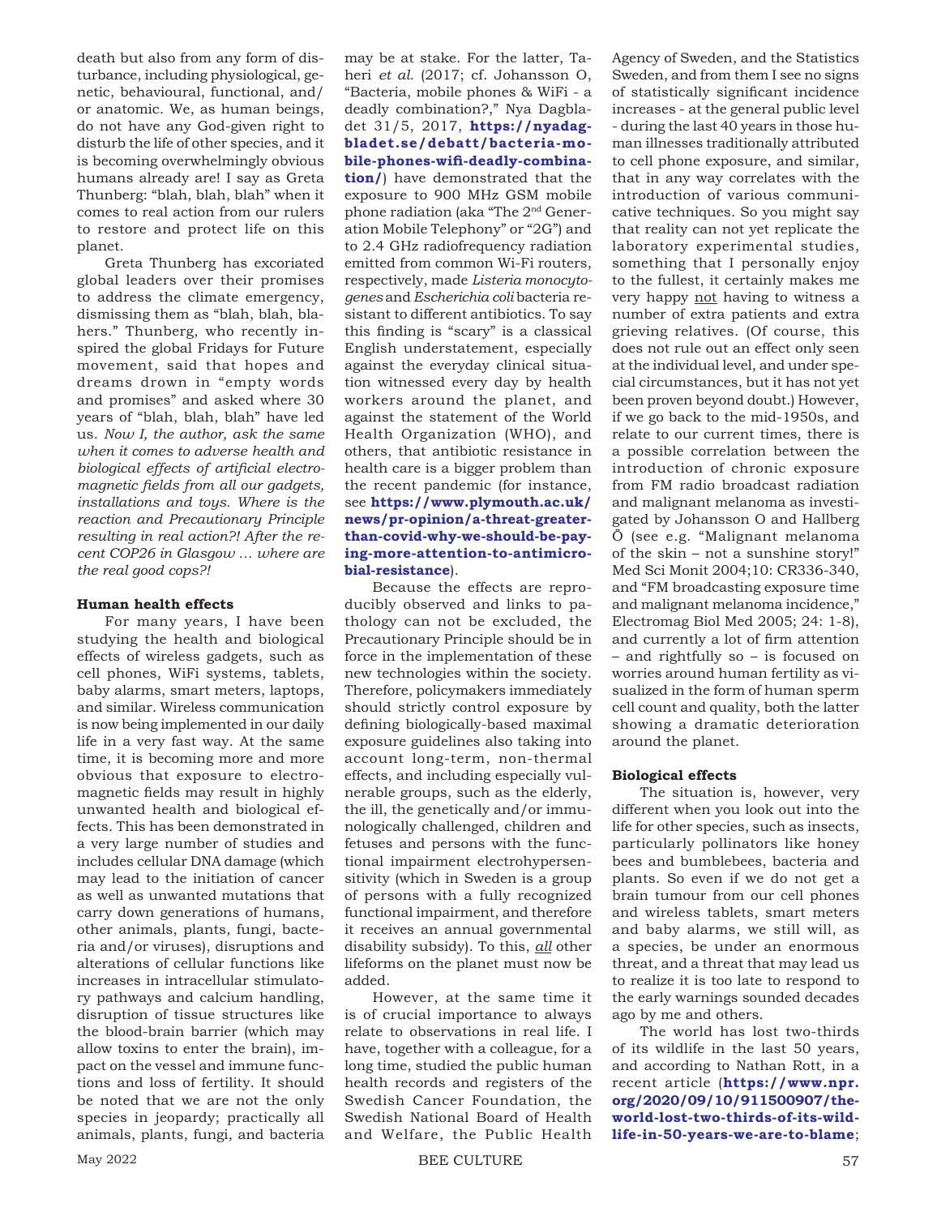death but also from any form of disturbance, including physiological, genetic, behavioural, functional, and/or anatomic. We, as human beings, do not have any God-given right to disturb the life of other species, and it is becoming overwhelmingly obvious humans already are! I say as Greta Thunberg: "blah, blah, blah" when it comes to real action from our rulers to restore and protect life on this planet.

Greta Thunberg has excoriated global leaders over their promises to address the climate emergency, dismissing them as "blah, blah, blahers." Thunberg, who recently inspired the global Fridays for Future movement, said that hopes and dreams drown in "empty words and promises" and asked where 30 years of "blah, blah, blah" have led us. *Now I, the author, ask the same when it comes to adverse health and biological effects of artificial electromagnetic fields from all our gadgets, installations and toys. Where is the reaction and Precautionary Principle resulting in real action?! After the recent COP26 in Glasgow ... where are the real good cops?!*

### Human health effects

For many years, I have been studying the health and biological effects of wireless gadgets, such as cell phones, WiFi systems, tablets, baby alarms, smart meters, laptops, and similar. Wireless communication is now being implemented in our daily life in a very fast way. At the same time, it is becoming more and more obvious that exposure to electromagnetic fields may result in highly unwanted health and biological effects. This has been demonstrated in a very large number of studies and includes cellular DNA damage (which may lead to the initiation of cancer as well as unwanted mutations that carry down generations of humans, other animals, plants, fungi, bacteria and/or viruses), disruptions and alterations of cellular functions like increases in intracellular stimulatory pathways and calcium handling, disruption of tissue structures like the blood-brain barrier (which may allow toxins to enter the brain), impact on the vessel and immune functions and loss of fertility. It should be noted that we are not the only species in jeopardy; practically all animals, plants, fungi, and bacteria may be at stake. For the latter, Taheri *et al.* (2017; cf. Johansson O, "Bacteria, mobile phones & WiFi - a deadly combination?," Nya Dagbladet 31/5, 2017, **https://nyadagbladet.se/debatt/bacteria-mobile-phones-wifi-deadly-combination/**) have demonstrated that the exposure to 900 MHz GSM mobile phone radiation (aka "The 2nd Generation Mobile Telephony" or "2G") and to 2.4 GHz radiofrequency radiation emitted from common Wi-Fi routers, respectively, made *Listeria monocytogenes* and *Escherichia coli* bacteria resistant to different antibiotics. To say this finding is "scary" is a classical English understatement, especially against the everyday clinical situation witnessed every day by health workers around the planet, and against the statement of the World Health Organization (WHO), and others, that antibiotic resistance in health care is a bigger problem than the recent pandemic (for instance, see **https://www.plymouth.ac.uk/news/pr-opinion/a-threat-greater-than-covid-why-we-should-be-paying-more-attention-to-antimicrobial-resistance**).

Because the effects are reproducibly observed and links to pathology can not be excluded, the Precautionary Principle should be in force in the implementation of these new technologies within the society. Therefore, policymakers immediately should strictly control exposure by defining biologically-based maximal exposure guidelines also taking into account long-term, non-thermal effects, and including especially vulnerable groups, such as the elderly, the ill, the genetically and/or immunologically challenged, children and fetuses and persons with the functional impairment electrohypersensitivity (which in Sweden is a group of persons with a fully recognized functional impairment, and therefore it receives an annual governmental disability subsidy). To this, *all* other lifeforms on the planet must now be added.

However, at the same time it is of crucial importance to always relate to observations in real life. I have, together with a colleague, for a long time, studied the public human health records and registers of the Swedish Cancer Foundation, the Swedish National Board of Health and Welfare, the Public Health Agency of Sweden, and the Statistics Sweden, and from them I see no signs of statistically significant incidence increases - at the general public level - during the last 40 years in those human illnesses traditionally attributed to cell phone exposure, and similar, that in any way correlates with the introduction of various communicative techniques. So you might say that reality can not yet replicate the laboratory experimental studies, something that I personally enjoy to the fullest, it certainly makes me very happy not having to witness a number of extra patients and extra grieving relatives. (Of course, this does not rule out an effect only seen at the individual level, and under special circumstances, but it has not yet been proven beyond doubt.) However, if we go back to the mid-1950s, and relate to our current times, there is a possible correlation between the introduction of chronic exposure from FM radio broadcast radiation and malignant melanoma as investigated by Johansson O and Hallberg Ö (see e.g. "Malignant melanoma of the skin – not a sunshine story!" Med Sci Monit 2004;10: CR336-340, and "FM broadcasting exposure time and malignant melanoma incidence," Electromag Biol Med 2005; 24: 1-8), and currently a lot of firm attention – and rightfully so – is focused on worries around human fertility as visualized in the form of human sperm cell count and quality, both the latter showing a dramatic deterioration around the planet.

### Biological effects

The situation is, however, very different when you look out into the life for other species, such as insects, particularly pollinators like honey bees and bumblebees, bacteria and plants. So even if we do not get a brain tumour from our cell phones and wireless tablets, smart meters and baby alarms, we still will, as a species, be under an enormous threat, and a threat that may lead us to realize it is too late to respond to the early warnings sounded decades ago by me and others.

The world has lost two-thirds of its wildlife in the last 50 years, and according to Nathan Rott, in a recent article (**https://www.npr.org/2020/09/10/911500907/the-world-lost-two-thirds-of-its-wildlife-in-50-years-we-are-to-blame**;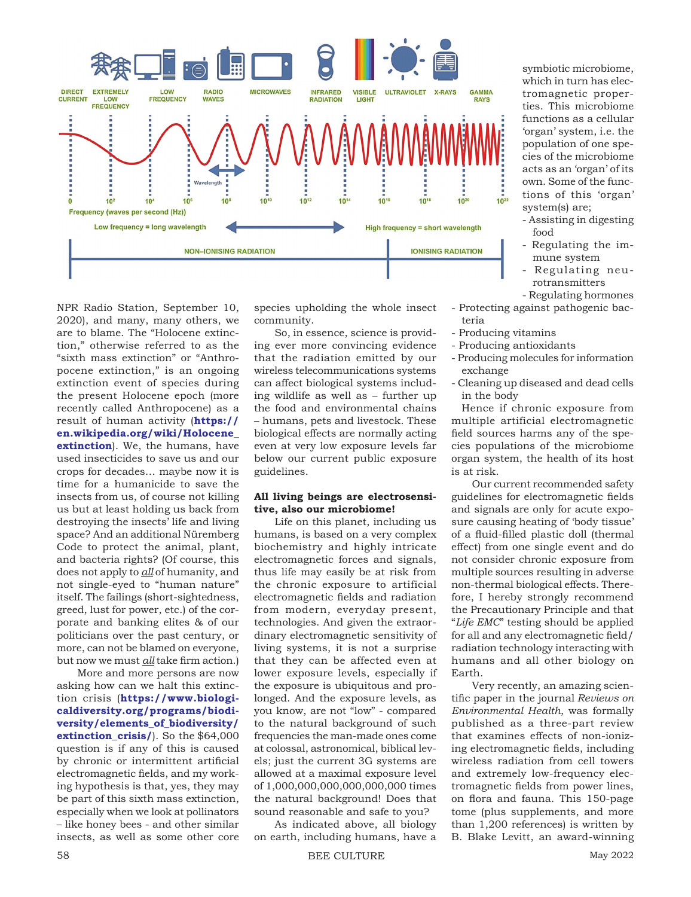DIRECT CURRENT | EXTREMELY LOW FREQUENCY | LOW FREQUENCY | RADIO WAVES | MICROWAVES | INFRARED RADIATION | VISIBLE LIGHT | ULTRAVIOLET | X-RAYS | GAMMA RAYS

Wavelength

0 | $10^2$ | $10^4$ | $10^6$ | $10^8$ | $10^{10}$ | $10^{12}$ | $10^{14}$ | $10^{16}$ | $10^{18}$ | $10^{20}$ | $10^{22}$

Frequency (waves per second (Hz))

Low frequency = long wavelength ⟷ High frequency = short wavelength

NON–IONISING RADIATION | IONISING RADIATION

NPR Radio Station, September 10, 2020), and many, many others, we are to blame. The "Holocene extinction," otherwise referred to as the "sixth mass extinction" or "Anthropocene extinction," is an ongoing extinction event of species during the present Holocene epoch (more recently called Anthropocene) as a result of human activity (**https://en.wikipedia.org/wiki/Holocene_extinction**). We, the humans, have used insecticides to save us and our crops for decades… maybe now it is time for a humanicide to save the insects from us, of course not killing us but at least holding us back from destroying the insects' life and living space? And an additional Nüremberg Code to protect the animal, plant, and bacteria rights? (Of course, this does not apply to *all* of humanity, and not single-eyed to "human nature" itself. The failings (short-sightedness, greed, lust for power, etc.) of the corporate and banking elites & of our politicians over the past century, or more, can not be blamed on everyone, but now we must *all* take firm action.)

More and more persons are now asking how can we halt this extinction crisis (**https://www.biologicaldiversity.org/programs/biodiversity/elements_of_biodiversity/extinction_crisis/**). So the $64,000 question is if any of this is caused by chronic or intermittent artificial electromagnetic fields, and my working hypothesis is that, yes, they may be part of this sixth mass extinction, especially when we look at pollinators – like honey bees - and other similar insects, as well as some other core species upholding the whole insect community.

So, in essence, science is providing ever more convincing evidence that the radiation emitted by our wireless telecommunications systems can affect biological systems including wildlife as well as – further up the food and environmental chains – humans, pets and livestock. These biological effects are normally acting even at very low exposure levels far below our current public exposure guidelines.

**All living beings are electrosensitive, also our microbiome!**

Life on this planet, including us humans, is based on a very complex biochemistry and highly intricate electromagnetic forces and signals, thus life may easily be at risk from the chronic exposure to artificial electromagnetic fields and radiation from modern, everyday present, technologies. And given the extraordinary electromagnetic sensitivity of living systems, it is not a surprise that they can be affected even at lower exposure levels, especially if the exposure is ubiquitous and prolonged. And the exposure levels, as you know, are not "low" - compared to the natural background of such frequencies the man-made ones come at colossal, astronomical, biblical levels; just the current 3G systems are allowed at a maximal exposure level of 1,000,000,000,000,000,000 times the natural background! Does that sound reasonable and safe to you?

As indicated above, all biology on earth, including humans, have a symbiotic microbiome, which in turn has electromagnetic properties. This microbiome functions as a cellular 'organ' system, i.e. the population of one species of the microbiome acts as an 'organ' of its own. Some of the functions of this 'organ' system(s) are;

- Assisting in digesting food
- Regulating the immune system
- Regulating neurotransmitters
- Regulating hormones
- Protecting against pathogenic bacteria
- Producing vitamins
- Producing antioxidants
- Producing molecules for information exchange
- Cleaning up diseased and dead cells in the body

Hence if chronic exposure from multiple artificial electromagnetic field sources harms any of the species populations of the microbiome organ system, the health of its host is at risk.

Our current recommended safety guidelines for electromagnetic fields and signals are only for acute exposure causing heating of 'body tissue' of a fluid-filled plastic doll (thermal effect) from one single event and do not consider chronic exposure from multiple sources resulting in adverse non-thermal biological effects. Therefore, I hereby strongly recommend the Precautionary Principle and that "*Life EMC*" testing should be applied for all and any electromagnetic field/radiation technology interacting with humans and all other biology on Earth.

Very recently, an amazing scientific paper in the journal *Reviews on Environmental Health*, was formally published as a three-part review that examines effects of non-ionizing electromagnetic fields, including wireless radiation from cell towers and extremely low-frequency electromagnetic fields from power lines, on flora and fauna. This 150-page tome (plus supplements, and more than 1,200 references) is written by B. Blake Levitt, an award-winning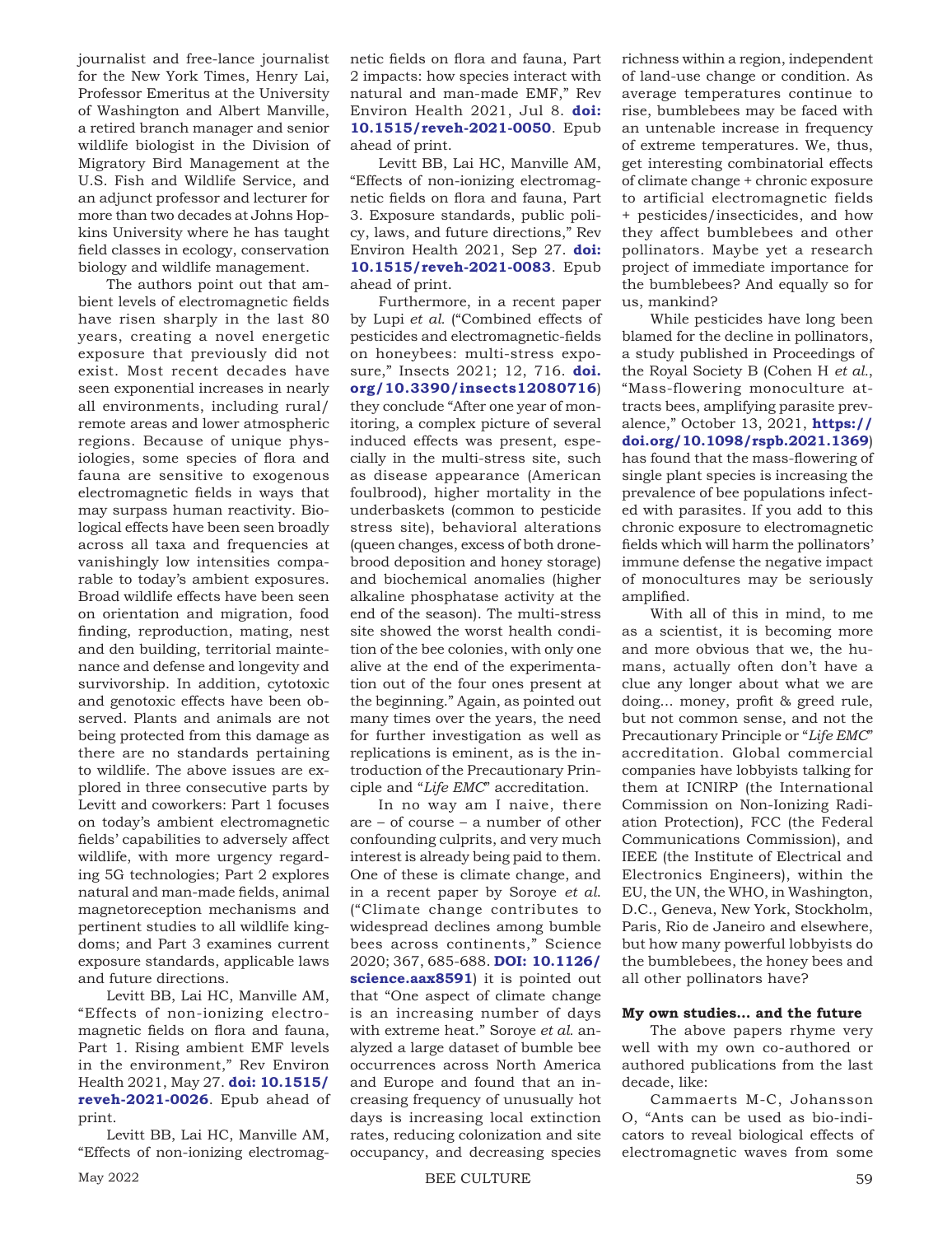journalist and free-lance journalist for the New York Times, Henry Lai, Professor Emeritus at the University of Washington and Albert Manville, a retired branch manager and senior wildlife biologist in the Division of Migratory Bird Management at the U.S. Fish and Wildlife Service, and an adjunct professor and lecturer for more than two decades at Johns Hopkins University where he has taught field classes in ecology, conservation biology and wildlife management.

The authors point out that ambient levels of electromagnetic fields have risen sharply in the last 80 years, creating a novel energetic exposure that previously did not exist. Most recent decades have seen exponential increases in nearly all environments, including rural/remote areas and lower atmospheric regions. Because of unique physiologies, some species of flora and fauna are sensitive to exogenous electromagnetic fields in ways that may surpass human reactivity. Biological effects have been seen broadly across all taxa and frequencies at vanishingly low intensities comparable to today's ambient exposures. Broad wildlife effects have been seen on orientation and migration, food finding, reproduction, mating, nest and den building, territorial maintenance and defense and longevity and survivorship. In addition, cytotoxic and genotoxic effects have been observed. Plants and animals are not being protected from this damage as there are no standards pertaining to wildlife. The above issues are explored in three consecutive parts by Levitt and coworkers: Part 1 focuses on today's ambient electromagnetic fields' capabilities to adversely affect wildlife, with more urgency regarding 5G technologies; Part 2 explores natural and man-made fields, animal magnetoreception mechanisms and pertinent studies to all wildlife kingdoms; and Part 3 examines current exposure standards, applicable laws and future directions.

Levitt BB, Lai HC, Manville AM, "Effects of non-ionizing electromagnetic fields on flora and fauna, Part 1. Rising ambient EMF levels in the environment," Rev Environ Health 2021, May 27. **doi: 10.1515/reveh-2021-0026**. Epub ahead of print.

Levitt BB, Lai HC, Manville AM, "Effects of non-ionizing electromagnetic fields on flora and fauna, Part 2 impacts: how species interact with natural and man-made EMF," Rev Environ Health 2021, Jul 8. **doi: 10.1515/reveh-2021-0050**. Epub ahead of print.

Levitt BB, Lai HC, Manville AM, "Effects of non-ionizing electromagnetic fields on flora and fauna, Part 3. Exposure standards, public policy, laws, and future directions," Rev Environ Health 2021, Sep 27. **doi: 10.1515/reveh-2021-0083**. Epub ahead of print.

Furthermore, in a recent paper by Lupi *et al.* ("Combined effects of pesticides and electromagnetic-fields on honeybees: multi-stress exposure," Insects 2021; 12, 716. **doi.org/10.3390/insects12080716**) they conclude "After one year of monitoring, a complex picture of several induced effects was present, especially in the multi-stress site, such as disease appearance (American foulbrood), higher mortality in the underbaskets (common to pesticide stress site), behavioral alterations (queen changes, excess of both drone-brood deposition and honey storage) and biochemical anomalies (higher alkaline phosphatase activity at the end of the season). The multi-stress site showed the worst health condition of the bee colonies, with only one alive at the end of the experimentation out of the four ones present at the beginning." Again, as pointed out many times over the years, the need for further investigation as well as replications is eminent, as is the introduction of the Precautionary Principle and "*Life EMC*" accreditation.

In no way am I naive, there are – of course – a number of other confounding culprits, and very much interest is already being paid to them. One of these is climate change, and in a recent paper by Soroye *et al.* ("Climate change contributes to widespread declines among bumble bees across continents," Science 2020; 367, 685-688. **DOI: 10.1126/science.aax8591**) it is pointed out that "One aspect of climate change is an increasing number of days with extreme heat." Soroye *et al.* analyzed a large dataset of bumble bee occurrences across North America and Europe and found that an increasing frequency of unusually hot days is increasing local extinction rates, reducing colonization and site occupancy, and decreasing species richness within a region, independent of land-use change or condition. As average temperatures continue to rise, bumblebees may be faced with an untenable increase in frequency of extreme temperatures. We, thus, get interesting combinatorial effects of climate change + chronic exposure to artificial electromagnetic fields + pesticides/insecticides, and how they affect bumblebees and other pollinators. Maybe yet a research project of immediate importance for the bumblebees? And equally so for us, mankind?

While pesticides have long been blamed for the decline in pollinators, a study published in Proceedings of the Royal Society B (Cohen H *et al.*, "Mass-flowering monoculture attracts bees, amplifying parasite prevalence," October 13, 2021, **https://doi.org/10.1098/rspb.2021.1369**) has found that the mass-flowering of single plant species is increasing the prevalence of bee populations infected with parasites. If you add to this chronic exposure to electromagnetic fields which will harm the pollinators' immune defense the negative impact of monocultures may be seriously amplified.

With all of this in mind, to me as a scientist, it is becoming more and more obvious that we, the humans, actually often don't have a clue any longer about what we are doing... money, profit & greed rule, but not common sense, and not the Precautionary Principle or "*Life EMC*" accreditation. Global commercial companies have lobbyists talking for them at ICNIRP (the International Commission on Non-Ionizing Radiation Protection), FCC (the Federal Communications Commission), and IEEE (the Institute of Electrical and Electronics Engineers), within the EU, the UN, the WHO, in Washington, D.C., Geneva, New York, Stockholm, Paris, Rio de Janeiro and elsewhere, but how many powerful lobbyists do the bumblebees, the honey bees and all other pollinators have?

**My own studies... and the future**

The above papers rhyme very well with my own co-authored or authored publications from the last decade, like:

Cammaerts M-C, Johansson O, "Ants can be used as bio-indicators to reveal biological effects of electromagnetic waves from some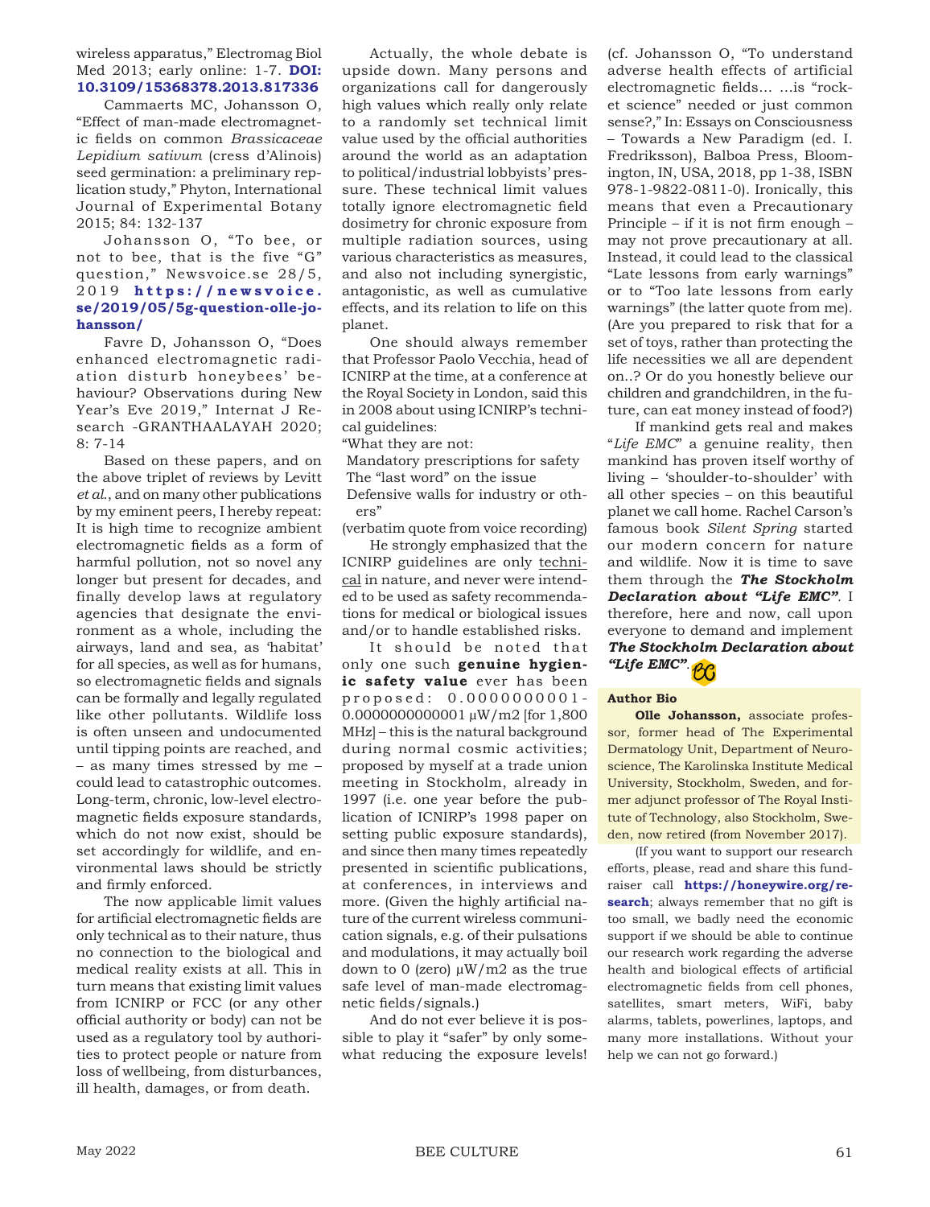wireless apparatus," Electromag Biol Med 2013; early online: 1-7. **DOI: 10.3109/15368378.2013.817336**

Cammaerts MC, Johansson O, "Effect of man-made electromagnetic fields on common *Brassicaceae Lepidium sativum* (cress d'Alinois) seed germination: a preliminary replication study," Phyton, International Journal of Experimental Botany 2015; 84: 132-137

Johansson O, "To bee, or not to bee, that is the five "G" question," Newsvoice.se 28/5, 2019 **https://newsvoice.se/2019/05/5g-question-olle-johansson/**

Favre D, Johansson O, "Does enhanced electromagnetic radiation disturb honeybees' behaviour? Observations during New Year's Eve 2019," Internat J Research -GRANTHAALAYAH 2020; 8: 7-14

Based on these papers, and on the above triplet of reviews by Levitt *et al.*, and on many other publications by my eminent peers, I hereby repeat: It is high time to recognize ambient electromagnetic fields as a form of harmful pollution, not so novel any longer but present for decades, and finally develop laws at regulatory agencies that designate the environment as a whole, including the airways, land and sea, as 'habitat' for all species, as well as for humans, so electromagnetic fields and signals can be formally and legally regulated like other pollutants. Wildlife loss is often unseen and undocumented until tipping points are reached, and – as many times stressed by me – could lead to catastrophic outcomes. Long-term, chronic, low-level electromagnetic fields exposure standards, which do not now exist, should be set accordingly for wildlife, and environmental laws should be strictly and firmly enforced.

The now applicable limit values for artificial electromagnetic fields are only technical as to their nature, thus no connection to the biological and medical reality exists at all. This in turn means that existing limit values from ICNIRP or FCC (or any other official authority or body) can not be used as a regulatory tool by authorities to protect people or nature from loss of wellbeing, from disturbances, ill health, damages, or from death.

Actually, the whole debate is upside down. Many persons and organizations call for dangerously high values which really only relate to a randomly set technical limit value used by the official authorities around the world as an adaptation to political/industrial lobbyists' pressure. These technical limit values totally ignore electromagnetic field dosimetry for chronic exposure from multiple radiation sources, using various characteristics as measures, and also not including synergistic, antagonistic, as well as cumulative effects, and its relation to life on this planet.

One should always remember that Professor Paolo Vecchia, head of ICNIRP at the time, at a conference at the Royal Society in London, said this in 2008 about using ICNIRP's technical guidelines:

"What they are not:
Mandatory prescriptions for safety
The "last word" on the issue
Defensive walls for industry or others"

(verbatim quote from voice recording)

He strongly emphasized that the ICNIRP guidelines are only technical in nature, and never were intended to be used as safety recommendations for medical or biological issues and/or to handle established risks.

It should be noted that only one such **genuine hygienic safety value** ever has been proposed: 0.0000000001-0.0000000000001 μW/m2 [for 1,800 MHz] – this is the natural background during normal cosmic activities; proposed by myself at a trade union meeting in Stockholm, already in 1997 (i.e. one year before the publication of ICNIRP's 1998 paper on setting public exposure standards), and since then many times repeatedly presented in scientific publications, at conferences, in interviews and more. (Given the highly artificial nature of the current wireless communication signals, e.g. of their pulsations and modulations, it may actually boil down to 0 (zero) μW/m2 as the true safe level of man-made electromagnetic fields/signals.)

And do not ever believe it is possible to play it "safer" by only somewhat reducing the exposure levels! (cf. Johansson O, "To understand adverse health effects of artificial electromagnetic fields… …is "rocket science" needed or just common sense?," In: Essays on Consciousness – Towards a New Paradigm (ed. I. Fredriksson), Balboa Press, Bloomington, IN, USA, 2018, pp 1-38, ISBN 978-1-9822-0811-0). Ironically, this means that even a Precautionary Principle – if it is not firm enough – may not prove precautionary at all. Instead, it could lead to the classical "Late lessons from early warnings" or to "Too late lessons from early warnings" (the latter quote from me). (Are you prepared to risk that for a set of toys, rather than protecting the life necessities we all are dependent on..? Or do you honestly believe our children and grandchildren, in the future, can eat money instead of food?)

If mankind gets real and makes "*Life EMC*" a genuine reality, then mankind has proven itself worthy of living – 'shoulder-to-shoulder' with all other species – on this beautiful planet we call home. Rachel Carson's famous book *Silent Spring* started our modern concern for nature and wildlife. Now it is time to save them through the ***The Stockholm Declaration about "Life EMC"***. I therefore, here and now, call upon everyone to demand and implement ***The Stockholm Declaration about "Life EMC"***.

**Author Bio**

**Olle Johansson,** associate professor, former head of The Experimental Dermatology Unit, Department of Neuroscience, The Karolinska Institute Medical University, Stockholm, Sweden, and former adjunct professor of The Royal Institute of Technology, also Stockholm, Sweden, now retired (from November 2017).

(If you want to support our research efforts, please, read and share this fundraiser call **https://honeywire.org/research**; always remember that no gift is too small, we badly need the economic support if we should be able to continue our research work regarding the adverse health and biological effects of artificial electromagnetic fields from cell phones, satellites, smart meters, WiFi, baby alarms, tablets, powerlines, laptops, and many more installations. Without your help we can not go forward.)